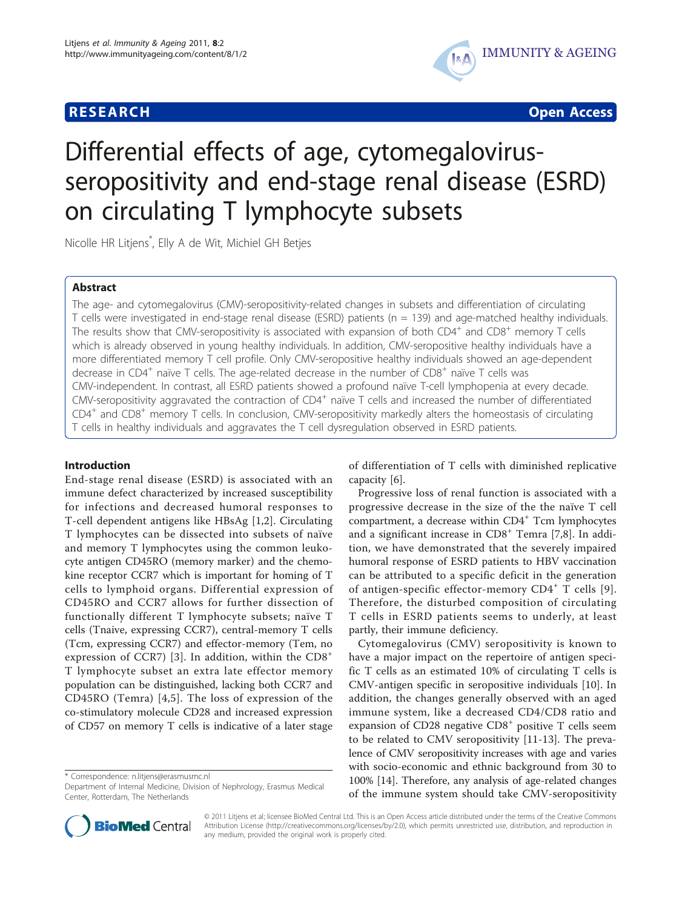**RESEARCH** **Open Access**

# Differential effects of age, cytomegalovirus-seropositivity and end-stage renal disease (ESRD) on circulating T lymphocyte subsets

Nicolle HR Litjens*, Elly A de Wit, Michiel GH Betjes

## Abstract

The age- and cytomegalovirus (CMV)-seropositivity-related changes in subsets and differentiation of circulating T cells were investigated in end-stage renal disease (ESRD) patients (n = 139) and age-matched healthy individuals. The results show that CMV-seropositivity is associated with expansion of both $CD4^+$ and $CD8^+$ memory T cells which is already observed in young healthy individuals. In addition, CMV-seropositive healthy individuals have a more differentiated memory T cell profile. Only CMV-seropositive healthy individuals showed an age-dependent decrease in $CD4^+$ naïve T cells. The age-related decrease in the number of $CD8^+$ naïve T cells was CMV-independent. In contrast, all ESRD patients showed a profound naïve T-cell lymphopenia at every decade. CMV-seropositivity aggravated the contraction of $CD4^+$ naïve T cells and increased the number of differentiated $CD4^+$ and $CD8^+$ memory T cells. In conclusion, CMV-seropositivity markedly alters the homeostasis of circulating T cells in healthy individuals and aggravates the T cell dysregulation observed in ESRD patients.

## Introduction

End-stage renal disease (ESRD) is associated with an immune defect characterized by increased susceptibility for infections and decreased humoral responses to T-cell dependent antigens like HBsAg [1,2]. Circulating T lymphocytes can be dissected into subsets of naïve and memory T lymphocytes using the common leukocyte antigen CD45RO (memory marker) and the chemokine receptor CCR7 which is important for homing of T cells to lymphoid organs. Differential expression of CD45RO and CCR7 allows for further dissection of functionally different T lymphocyte subsets; naïve T cells (Tnaive, expressing CCR7), central-memory T cells (Tcm, expressing CCR7) and effector-memory (Tem, no expression of CCR7) [3]. In addition, within the $CD8^+$ T lymphocyte subset an extra late effector memory population can be distinguished, lacking both CCR7 and CD45RO (Temra) [4,5]. The loss of expression of the co-stimulatory molecule CD28 and increased expression of CD57 on memory T cells is indicative of a later stage of differentiation of T cells with diminished replicative capacity [6].

Progressive loss of renal function is associated with a progressive decrease in the size of the the naïve T cell compartment, a decrease within $CD4^+$ Tcm lymphocytes and a significant increase in $CD8^+$ Temra [7,8]. In addition, we have demonstrated that the severely impaired humoral response of ESRD patients to HBV vaccination can be attributed to a specific deficit in the generation of antigen-specific effector-memory $CD4^+$ T cells [9]. Therefore, the disturbed composition of circulating T cells in ESRD patients seems to underly, at least partly, their immune deficiency.

Cytomegalovirus (CMV) seropositivity is known to have a major impact on the repertoire of antigen specific T cells as an estimated 10% of circulating T cells is CMV-antigen specific in seropositive individuals [10]. In addition, the changes generally observed with an aged immune system, like a decreased CD4/CD8 ratio and expansion of CD28 negative $CD8^+$ positive T cells seem to be related to CMV seropositivity [11-13]. The prevalence of CMV seropositivity increases with age and varies with socio-economic and ethnic background from 30 to 100% [14]. Therefore, any analysis of age-related changes of the immune system should take CMV-seropositivity

\* Correspondence: n.litjens@erasmusmc.nl
Department of Internal Medicine, Division of Nephrology, Erasmus Medical Center, Rotterdam, The Netherlands

© 2011 Litjens et al; licensee BioMed Central Ltd. This is an Open Access article distributed under the terms of the Creative Commons Attribution License (http://creativecommons.org/licenses/by/2.0), which permits unrestricted use, distribution, and reproduction in any medium, provided the original work is properly cited.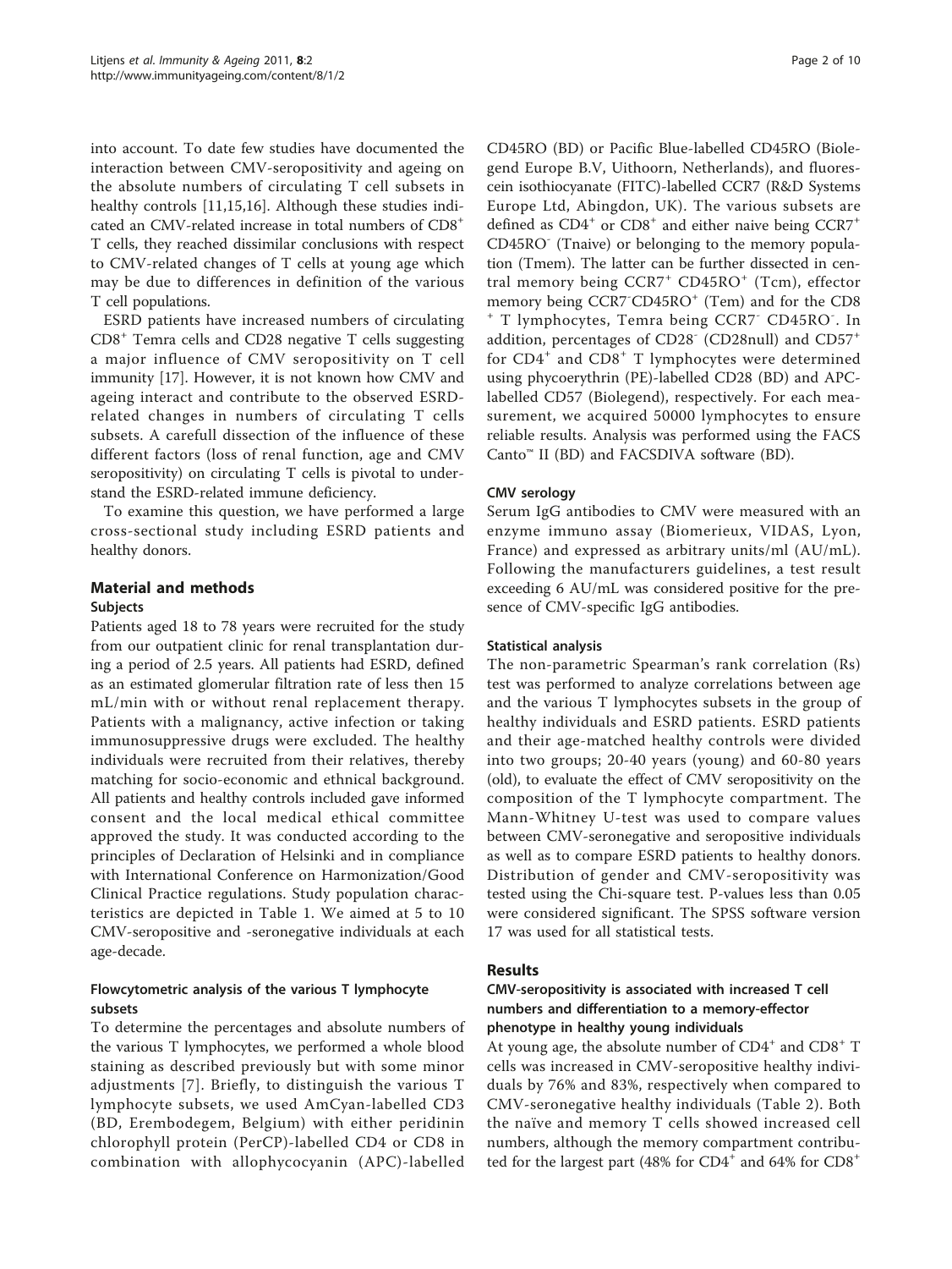into account. To date few studies have documented the interaction between CMV-seropositivity and ageing on the absolute numbers of circulating T cell subsets in healthy controls [11,15,16]. Although these studies indicated an CMV-related increase in total numbers of $CD8^+$ T cells, they reached dissimilar conclusions with respect to CMV-related changes of T cells at young age which may be due to differences in definition of the various T cell populations.

ESRD patients have increased numbers of circulating $CD8^+$ Temra cells and CD28 negative T cells suggesting a major influence of CMV seropositivity on T cell immunity [17]. However, it is not known how CMV and ageing interact and contribute to the observed ESRD-related changes in numbers of circulating T cells subsets. A carefull dissection of the influence of these different factors (loss of renal function, age and CMV seropositivity) on circulating T cells is pivotal to understand the ESRD-related immune deficiency.

To examine this question, we have performed a large cross-sectional study including ESRD patients and healthy donors.

## Material and methods

### Subjects

Patients aged 18 to 78 years were recruited for the study from our outpatient clinic for renal transplantation during a period of 2.5 years. All patients had ESRD, defined as an estimated glomerular filtration rate of less then 15 mL/min with or without renal replacement therapy. Patients with a malignancy, active infection or taking immunosuppressive drugs were excluded. The healthy individuals were recruited from their relatives, thereby matching for socio-economic and ethnical background. All patients and healthy controls included gave informed consent and the local medical ethical committee approved the study. It was conducted according to the principles of Declaration of Helsinki and in compliance with International Conference on Harmonization/Good Clinical Practice regulations. Study population characteristics are depicted in Table 1. We aimed at 5 to 10 CMV-seropositive and -seronegative individuals at each age-decade.

### Flowcytometric analysis of the various T lymphocyte subsets

To determine the percentages and absolute numbers of the various T lymphocytes, we performed a whole blood staining as described previously but with some minor adjustments [7]. Briefly, to distinguish the various T lymphocyte subsets, we used AmCyan-labelled CD3 (BD, Erembodegem, Belgium) with either peridinin chlorophyll protein (PerCP)-labelled CD4 or CD8 in combination with allophycocyanin (APC)-labelled CD45RO (BD) or Pacific Blue-labelled CD45RO (Biolegend Europe B.V, Uithoorn, Netherlands), and fluorescein isothiocyanate (FITC)-labelled CCR7 (R&D Systems Europe Ltd, Abingdon, UK). The various subsets are defined as $CD4^+$ or $CD8^+$ and either naive being $CCR7^+$ $CD45RO^-$ (Tnaive) or belonging to the memory population (Tmem). The latter can be further dissected in central memory being $CCR7^+$ $CD45RO^+$ (Tcm), effector memory being $CCR7^-CD45RO^+$ (Tem) and for the $CD8^+$ T lymphocytes, Temra being $CCR7^-$ $CD45RO^-$. In addition, percentages of $CD28^-$ (CD28null) and $CD57^+$ for $CD4^+$ and $CD8^+$ T lymphocytes were determined using phycoerythrin (PE)-labelled CD28 (BD) and APC-labelled CD57 (Biolegend), respectively. For each measurement, we acquired 50000 lymphocytes to ensure reliable results. Analysis was performed using the FACS Canto™ II (BD) and FACSDIVA software (BD).

### CMV serology

Serum IgG antibodies to CMV were measured with an enzyme immuno assay (Biomerieux, VIDAS, Lyon, France) and expressed as arbitrary units/ml (AU/mL). Following the manufacturers guidelines, a test result exceeding 6 AU/mL was considered positive for the presence of CMV-specific IgG antibodies.

### Statistical analysis

The non-parametric Spearman's rank correlation (Rs) test was performed to analyze correlations between age and the various T lymphocytes subsets in the group of healthy individuals and ESRD patients. ESRD patients and their age-matched healthy controls were divided into two groups; 20-40 years (young) and 60-80 years (old), to evaluate the effect of CMV seropositivity on the composition of the T lymphocyte compartment. The Mann-Whitney U-test was used to compare values between CMV-seronegative and seropositive individuals as well as to compare ESRD patients to healthy donors. Distribution of gender and CMV-seropositivity was tested using the Chi-square test. P-values less than 0.05 were considered significant. The SPSS software version 17 was used for all statistical tests.

## Results

### CMV-seropositivity is associated with increased T cell numbers and differentiation to a memory-effector phenotype in healthy young individuals

At young age, the absolute number of $CD4^+$ and $CD8^+$ T cells was increased in CMV-seropositive healthy individuals by 76% and 83%, respectively when compared to CMV-seronegative healthy individuals (Table 2). Both the naïve and memory T cells showed increased cell numbers, although the memory compartment contributed for the largest part (48% for $CD4^+$ and 64% for $CD8^+$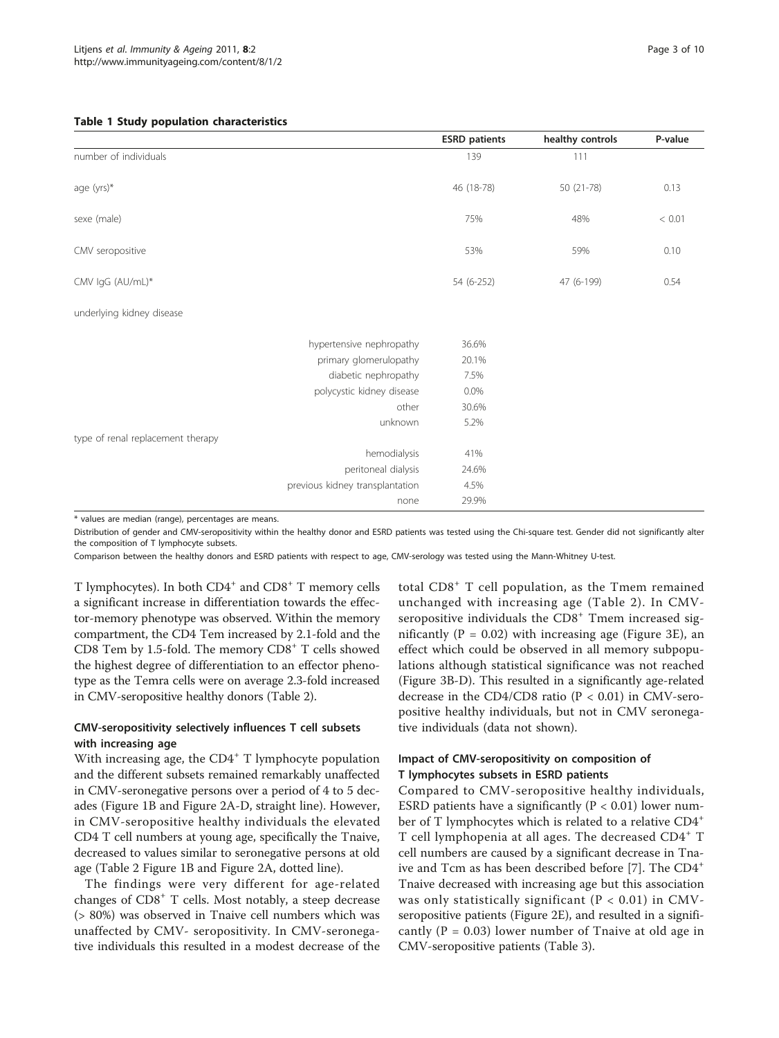**Table 1 Study population characteristics**

| | ESRD patients | healthy controls | P-value |
|---|---|---|---|
| number of individuals | 139 | 111 | |
| age (yrs)* | 46 (18-78) | 50 (21-78) | 0.13 |
| sexe (male) | 75% | 48% | < 0.01 |
| CMV seropositive | 53% | 59% | 0.10 |
| CMV IgG (AU/mL)* | 54 (6-252) | 47 (6-199) | 0.54 |
| underlying kidney disease | | | |
| hypertensive nephropathy | 36.6% | | |
| primary glomerulopathy | 20.1% | | |
| diabetic nephropathy | 7.5% | | |
| polycystic kidney disease | 0.0% | | |
| other | 30.6% | | |
| unknown | 5.2% | | |
| type of renal replacement therapy | | | |
| hemodialysis | 41% | | |
| peritoneal dialysis | 24.6% | | |
| previous kidney transplantation | 4.5% | | |
| none | 29.9% | | |

\* values are median (range), percentages are means.

Distribution of gender and CMV-seropositivity within the healthy donor and ESRD patients was tested using the Chi-square test. Gender did not significantly alter the composition of T lymphocyte subsets.

Comparison between the healthy donors and ESRD patients with respect to age, CMV-serology was tested using the Mann-Whitney U-test.

T lymphocytes). In both $CD4^+$ and $CD8^+$ T memory cells a significant increase in differentiation towards the effector-memory phenotype was observed. Within the memory compartment, the CD4 Tem increased by 2.1-fold and the CD8 Tem by 1.5-fold. The memory $CD8^+$ T cells showed the highest degree of differentiation to an effector phenotype as the Temra cells were on average 2.3-fold increased in CMV-seropositive healthy donors (Table 2).

### CMV-seropositivity selectively influences T cell subsets with increasing age

With increasing age, the $CD4^+$ T lymphocyte population and the different subsets remained remarkably unaffected in CMV-seronegative persons over a period of 4 to 5 decades (Figure 1B and Figure 2A-D, straight line). However, in CMV-seropositive healthy individuals the elevated CD4 T cell numbers at young age, specifically the Tnaive, decreased to values similar to seronegative persons at old age (Table 2 Figure 1B and Figure 2A, dotted line).

The findings were very different for age-related changes of $CD8^+$ T cells. Most notably, a steep decrease (> 80%) was observed in Tnaive cell numbers which was unaffected by CMV- seropositivity. In CMV-seronegative individuals this resulted in a modest decrease of the total $CD8^+$ T cell population, as the Tmem remained unchanged with increasing age (Table 2). In CMV-seropositive individuals the $CD8^+$ Tmem increased significantly ($P = 0.02$) with increasing age (Figure 3E), an effect which could be observed in all memory subpopulations although statistical significance was not reached (Figure 3B-D). This resulted in a significantly age-related decrease in the CD4/CD8 ratio ($P < 0.01$) in CMV-seropositive healthy individuals, but not in CMV seronegative individuals (data not shown).

### Impact of CMV-seropositivity on composition of T lymphocytes subsets in ESRD patients

Compared to CMV-seropositive healthy individuals, ESRD patients have a significantly ($P < 0.01$) lower number of T lymphocytes which is related to a relative $CD4^+$ T cell lymphopenia at all ages. The decreased $CD4^+$ T cell numbers are caused by a significant decrease in Tnaive and Tcm as has been described before [7]. The $CD4^+$ Tnaive decreased with increasing age but this association was only statistically significant ($P < 0.01$) in CMV-seropositive patients (Figure 2E), and resulted in a significantly ($P = 0.03$) lower number of Tnaive at old age in CMV-seropositive patients (Table 3).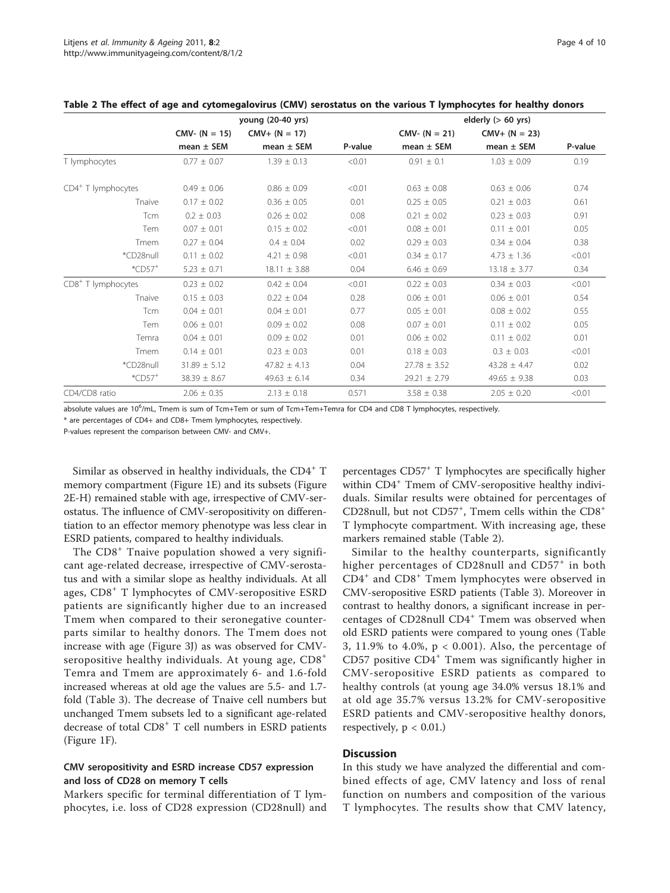**Table 2 The effect of age and cytomegalovirus (CMV) serostatus on the various T lymphocytes for healthy donors**

| | young (20-40 yrs) | | | elderly (> 60 yrs) | | |
|---|---|---|---|---|---|---|
| | CMV- (N = 15) | CMV+ (N = 17) | | CMV- (N = 21) | CMV+ (N = 23) | |
| | mean ± SEM | mean ± SEM | P-value | mean ± SEM | mean ± SEM | P-value |
| T lymphocytes | 0.77 ± 0.07 | 1.39 ± 0.13 | <0.01 | 0.91 ± 0.1 | 1.03 ± 0.09 | 0.19 |
| $CD4^+$ T lymphocytes | 0.49 ± 0.06 | 0.86 ± 0.09 | <0.01 | 0.63 ± 0.08 | 0.63 ± 0.06 | 0.74 |
| Tnaive | 0.17 ± 0.02 | 0.36 ± 0.05 | 0.01 | 0.25 ± 0.05 | 0.21 ± 0.03 | 0.61 |
| Tcm | 0.2 ± 0.03 | 0.26 ± 0.02 | 0.08 | 0.21 ± 0.02 | 0.23 ± 0.03 | 0.91 |
| Tem | 0.07 ± 0.01 | 0.15 ± 0.02 | <0.01 | 0.08 ± 0.01 | 0.11 ± 0.01 | 0.05 |
| Tmem | 0.27 ± 0.04 | 0.4 ± 0.04 | 0.02 | 0.29 ± 0.03 | 0.34 ± 0.04 | 0.38 |
| *CD28null | 0.11 ± 0.02 | 4.21 ± 0.98 | <0.01 | 0.34 ± 0.17 | 4.73 ± 1.36 | <0.01 |
| *$CD57^+$ | 5.23 ± 0.71 | 18.11 ± 3.88 | 0.04 | 6.46 ± 0.69 | 13.18 ± 3.77 | 0.34 |
| $CD8^+$ T lymphocytes | 0.23 ± 0.02 | 0.42 ± 0.04 | <0.01 | 0.22 ± 0.03 | 0.34 ± 0.03 | <0.01 |
| Tnaive | 0.15 ± 0.03 | 0.22 ± 0.04 | 0.28 | 0.06 ± 0.01 | 0.06 ± 0.01 | 0.54 |
| Tcm | 0.04 ± 0.01 | 0.04 ± 0.01 | 0.77 | 0.05 ± 0.01 | 0.08 ± 0.02 | 0.55 |
| Tem | 0.06 ± 0.01 | 0.09 ± 0.02 | 0.08 | 0.07 ± 0.01 | 0.11 ± 0.02 | 0.05 |
| Temra | 0.04 ± 0.01 | 0.09 ± 0.02 | 0.01 | 0.06 ± 0.02 | 0.11 ± 0.02 | 0.01 |
| Tmem | 0.14 ± 0.01 | 0.23 ± 0.03 | 0.01 | 0.18 ± 0.03 | 0.3 ± 0.03 | <0.01 |
| *CD28null | 31.89 ± 5.12 | 47.82 ± 4.13 | 0.04 | 27.78 ± 3.52 | 43.28 ± 4.47 | 0.02 |
| *$CD57^+$ | 38.39 ± 8.67 | 49.63 ± 6.14 | 0.34 | 29.21 ± 2.79 | 49.65 ± 9.38 | 0.03 |
| CD4/CD8 ratio | 2.06 ± 0.35 | 2.13 ± 0.18 | 0.571 | 3.58 ± 0.38 | 2.05 ± 0.20 | <0.01 |

absolute values are $10^6$/mL, Tmem is sum of Tcm+Tem or sum of Tcm+Tem+Temra for CD4 and CD8 T lymphocytes, respectively.

* are percentages of CD4+ and CD8+ Tmem lymphocytes, respectively.

P-values represent the comparison between CMV- and CMV+.

Similar as observed in healthy individuals, the $CD4^+$ T memory compartment (Figure 1E) and its subsets (Figure 2E-H) remained stable with age, irrespective of CMV-serostatus. The influence of CMV-seropositivity on differentiation to an effector memory phenotype was less clear in ESRD patients, compared to healthy individuals.

The $CD8^+$ Tnaive population showed a very significant age-related decrease, irrespective of CMV-serostatus and with a similar slope as healthy individuals. At all ages, $CD8^+$ T lymphocytes of CMV-seropositive ESRD patients are significantly higher due to an increased Tmem when compared to their seronegative counterparts similar to healthy donors. The Tmem does not increase with age (Figure 3J) as was observed for CMV-seropositive healthy individuals. At young age, $CD8^+$ Temra and Tmem are approximately 6- and 1.6-fold increased whereas at old age the values are 5.5- and 1.7-fold (Table 3). The decrease of Tnaive cell numbers but unchanged Tmem subsets led to a significant age-related decrease of total $CD8^+$ T cell numbers in ESRD patients (Figure 1F).

### CMV seropositivity and ESRD increase CD57 expression and loss of CD28 on memory T cells

Markers specific for terminal differentiation of T lymphocytes, i.e. loss of CD28 expression (CD28null) and percentages $CD57^+$ T lymphocytes are specifically higher within $CD4^+$ Tmem of CMV-seropositive healthy individuals. Similar results were obtained for percentages of CD28null, but not $CD57^+$, Tmem cells within the $CD8^+$ T lymphocyte compartment. With increasing age, these markers remained stable (Table 2).

Similar to the healthy counterparts, significantly higher percentages of CD28null and $CD57^+$ in both $CD4^+$ and $CD8^+$ Tmem lymphocytes were observed in CMV-seropositive ESRD patients (Table 3). Moreover in contrast to healthy donors, a significant increase in percentages of CD28null $CD4^+$ Tmem was observed when old ESRD patients were compared to young ones (Table 3, 11.9% to 4.0%, $p < 0.001$). Also, the percentage of CD57 positive $CD4^+$ Tmem was significantly higher in CMV-seropositive ESRD patients as compared to healthy controls (at young age 34.0% versus 18.1% and at old age 35.7% versus 13.2% for CMV-seropositive ESRD patients and CMV-seropositive healthy donors, respectively, $p < 0.01$.)

## Discussion

In this study we have analyzed the differential and combined effects of age, CMV latency and loss of renal function on numbers and composition of the various T lymphocytes. The results show that CMV latency,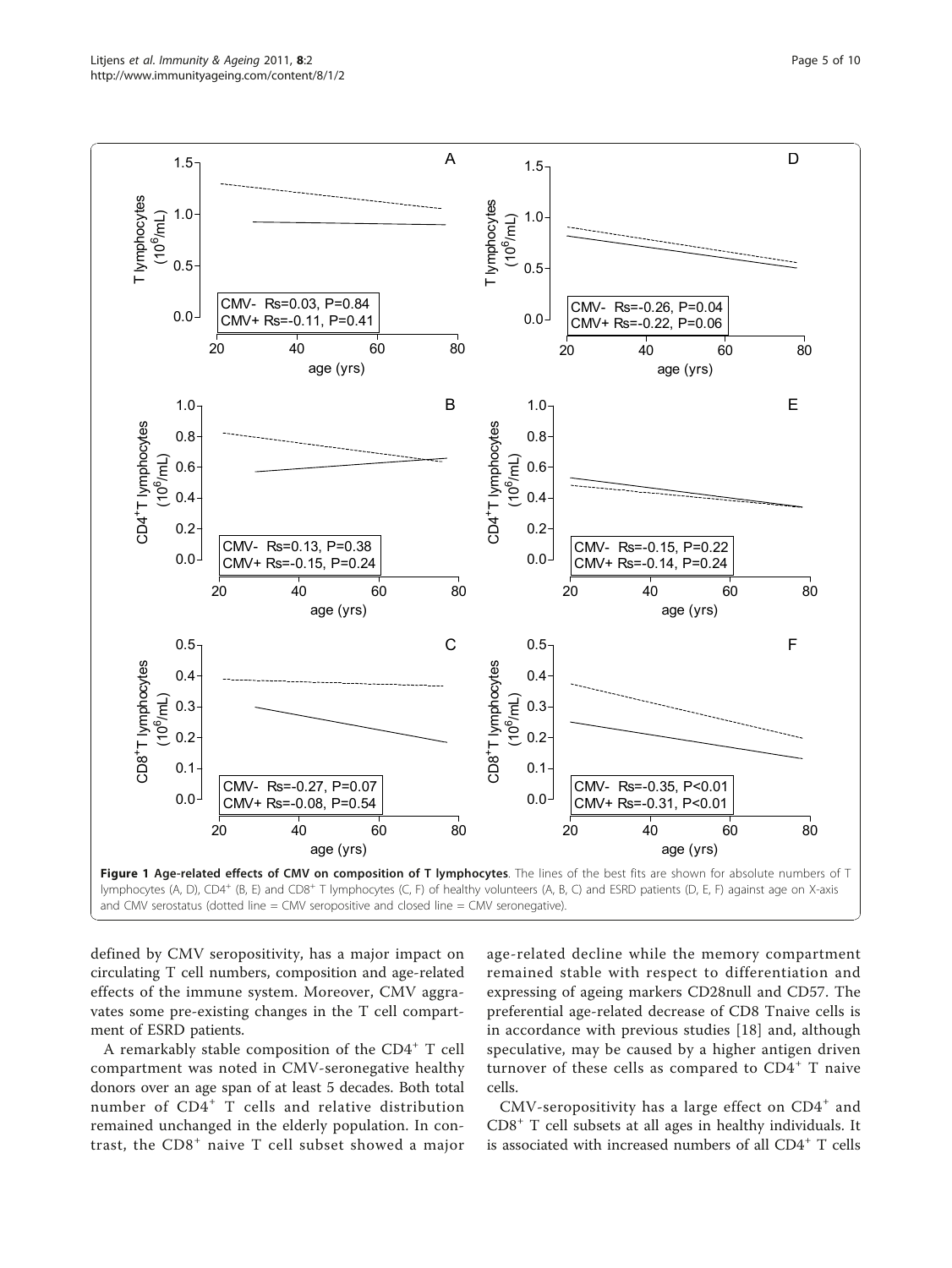**Figure 1 Age-related effects of CMV on composition of T lymphocytes**. The lines of the best fits are shown for absolute numbers of T lymphocytes (A, D), $CD4^+$ (B, E) and $CD8^+$ T lymphocytes (C, F) of healthy volunteers (A, B, C) and ESRD patients (D, E, F) against age on X-axis and CMV serostatus (dotted line = CMV seropositive and closed line = CMV seronegative).

defined by CMV seropositivity, has a major impact on circulating T cell numbers, composition and age-related effects of the immune system. Moreover, CMV aggravates some pre-existing changes in the T cell compartment of ESRD patients.

A remarkably stable composition of the $CD4^+$ T cell compartment was noted in CMV-seronegative healthy donors over an age span of at least 5 decades. Both total number of $CD4^+$ T cells and relative distribution remained unchanged in the elderly population. In contrast, the $CD8^+$ naive T cell subset showed a major age-related decline while the memory compartment remained stable with respect to differentiation and expressing of ageing markers CD28null and CD57. The preferential age-related decrease of CD8 Tnaive cells is in accordance with previous studies [18] and, although speculative, may be caused by a higher antigen driven turnover of these cells as compared to $CD4^+$ T naive cells.

CMV-seropositivity has a large effect on $CD4^+$ and $CD8^+$ T cell subsets at all ages in healthy individuals. It is associated with increased numbers of all $CD4^+$ T cells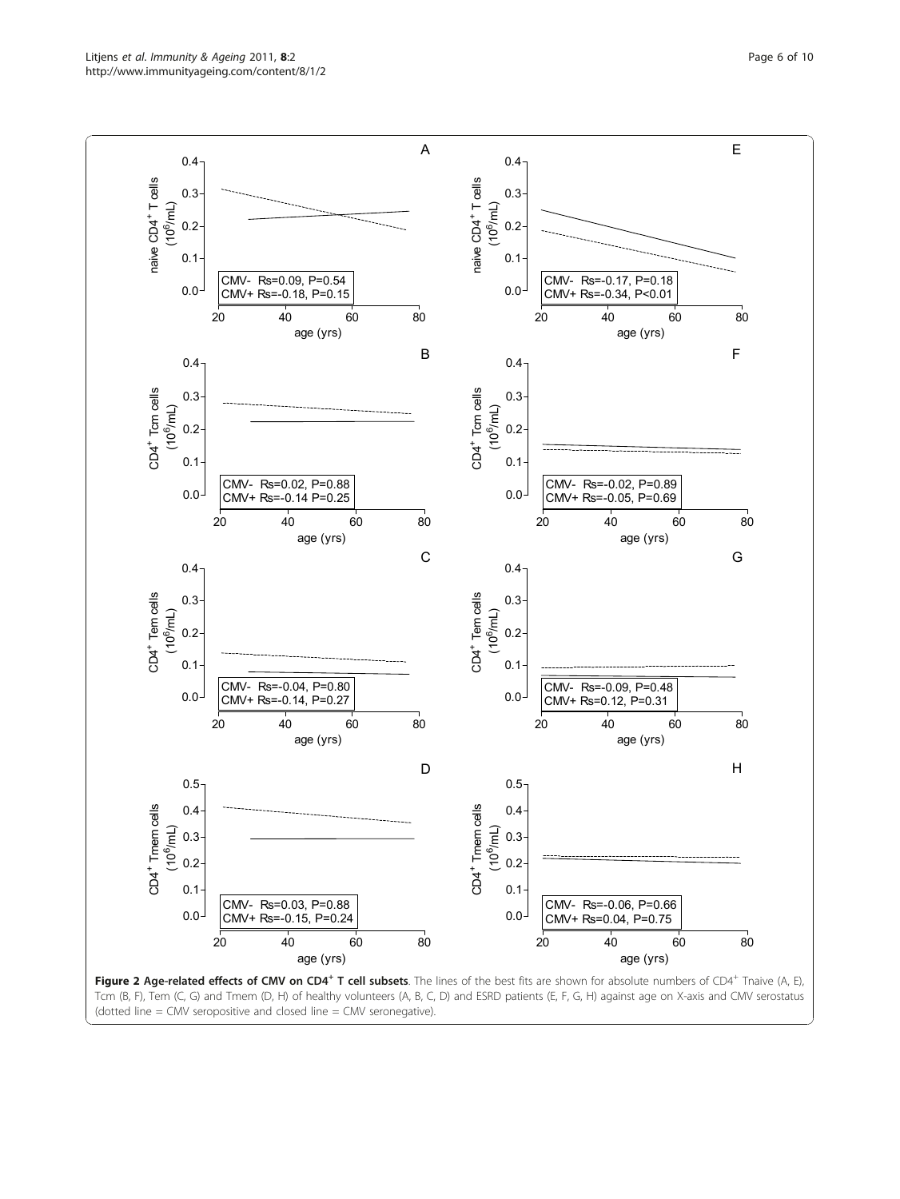**Figure 2 Age-related effects of CMV on CD4$^+$ T cell subsets**. The lines of the best fits are shown for absolute numbers of CD4$^+$ Tnaive (A, E), Tcm (B, F), Tem (C, G) and Tmem (D, H) of healthy volunteers (A, B, C, D) and ESRD patients (E, F, G, H) against age on X-axis and CMV serostatus (dotted line = CMV seropositive and closed line = CMV seronegative).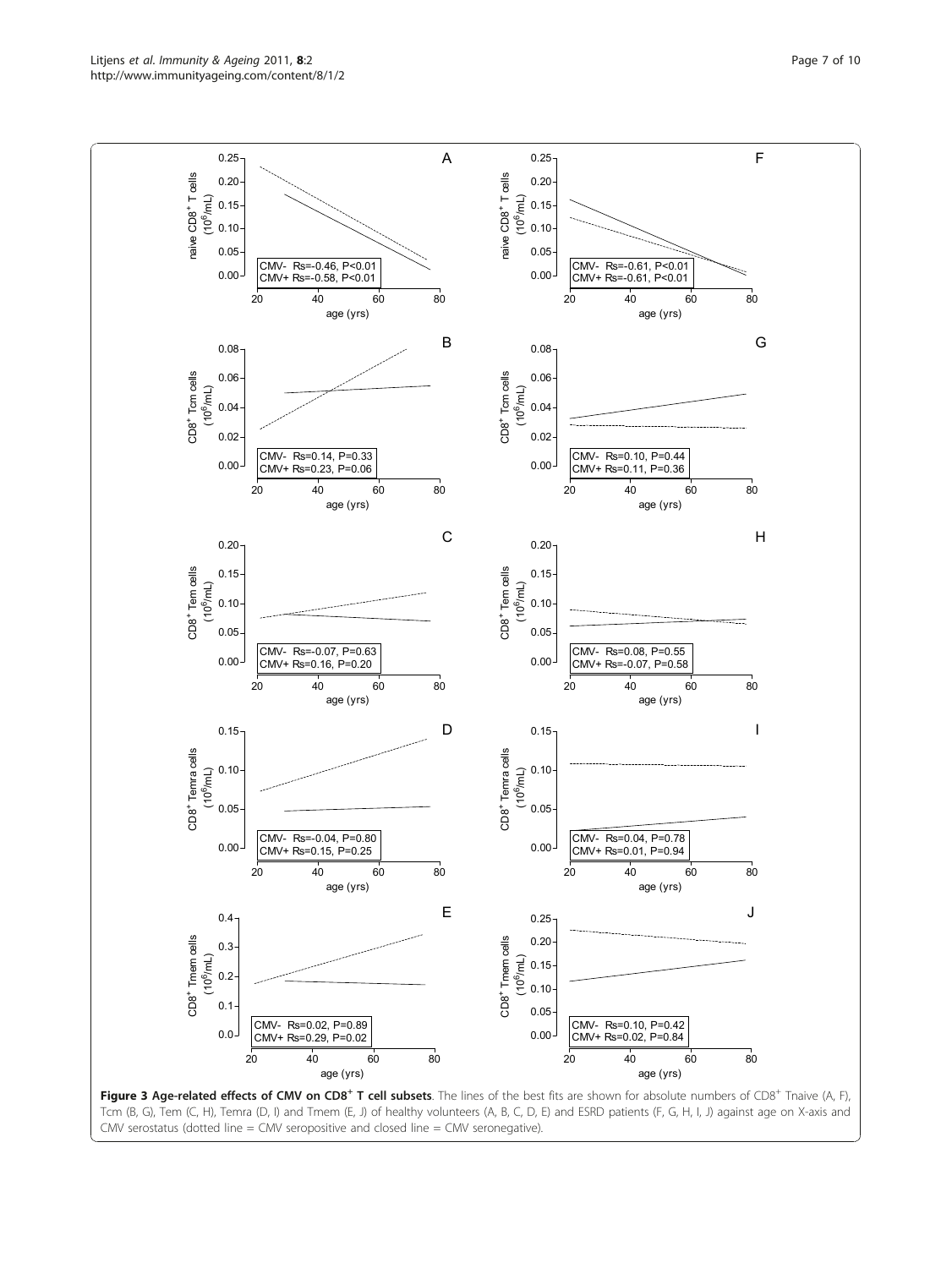**Figure 3 Age-related effects of CMV on CD8$^+$ T cell subsets**. The lines of the best fits are shown for absolute numbers of CD8$^+$ Tnaive (A, F), Tcm (B, G), Tem (C, H), Temra (D, I) and Tmem (E, J) of healthy volunteers (A, B, C, D, E) and ESRD patients (F, G, H, I, J) against age on X-axis and CMV serostatus (dotted line = CMV seropositive and closed line = CMV seronegative).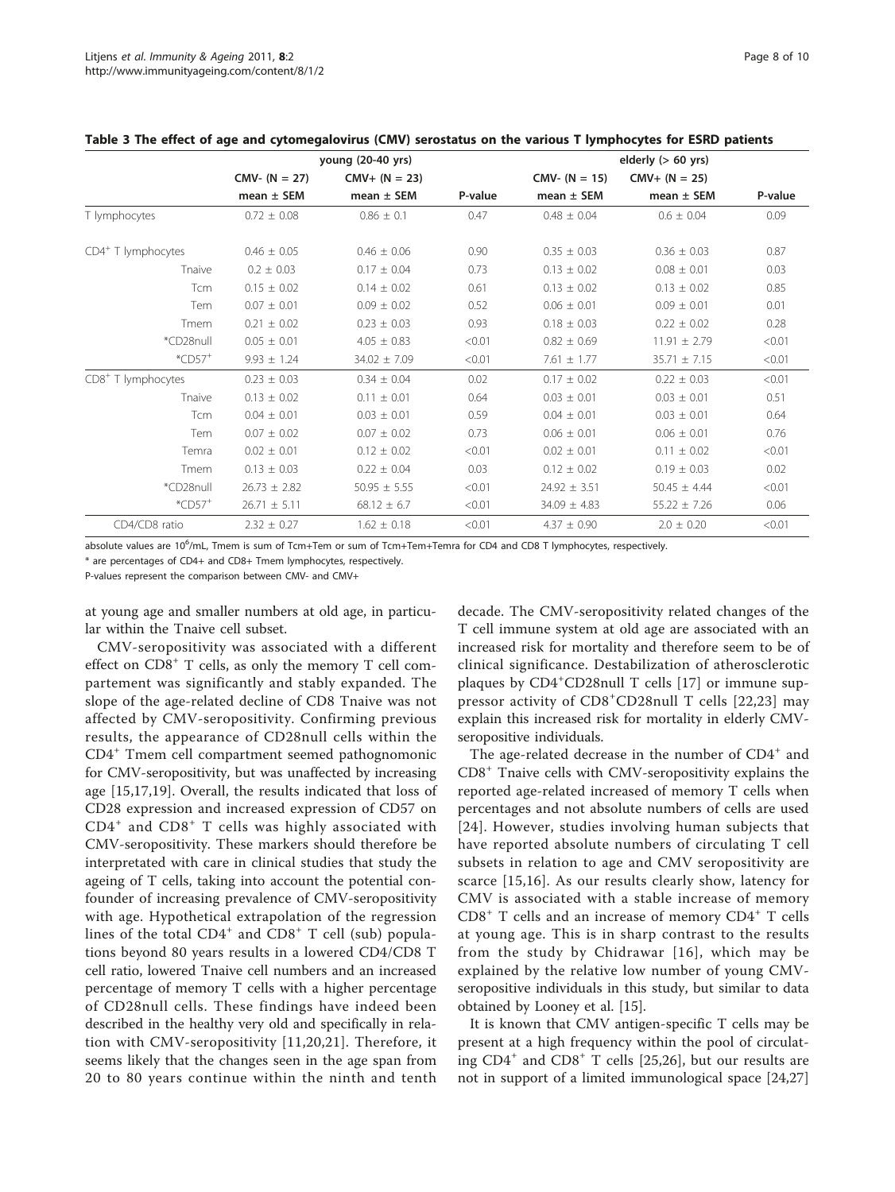**Table 3 The effect of age and cytomegalovirus (CMV) serostatus on the various T lymphocytes for ESRD patients**

| | young (20-40 yrs) | | | elderly (> 60 yrs) | | |
|---|---|---|---|---|---|---|
| | CMV- (N = 27) | CMV+ (N = 23) | | CMV- (N = 15) | CMV+ (N = 25) | |
| | mean ± SEM | mean ± SEM | P-value | mean ± SEM | mean ± SEM | P-value |
| T lymphocytes | 0.72 ± 0.08 | 0.86 ± 0.1 | 0.47 | 0.48 ± 0.04 | 0.6 ± 0.04 | 0.09 |
| $CD4^+$ T lymphocytes | 0.46 ± 0.05 | 0.46 ± 0.06 | 0.90 | 0.35 ± 0.03 | 0.36 ± 0.03 | 0.87 |
| Tnaive | 0.2 ± 0.03 | 0.17 ± 0.04 | 0.73 | 0.13 ± 0.02 | 0.08 ± 0.01 | 0.03 |
| Tcm | 0.15 ± 0.02 | 0.14 ± 0.02 | 0.61 | 0.13 ± 0.02 | 0.13 ± 0.02 | 0.85 |
| Tem | 0.07 ± 0.01 | 0.09 ± 0.02 | 0.52 | 0.06 ± 0.01 | 0.09 ± 0.01 | 0.01 |
| Tmem | 0.21 ± 0.02 | 0.23 ± 0.03 | 0.93 | 0.18 ± 0.03 | 0.22 ± 0.02 | 0.28 |
| *CD28null | 0.05 ± 0.01 | 4.05 ± 0.83 | <0.01 | 0.82 ± 0.69 | 11.91 ± 2.79 | <0.01 |
| *$CD57^+$ | 9.93 ± 1.24 | 34.02 ± 7.09 | <0.01 | 7.61 ± 1.77 | 35.71 ± 7.15 | <0.01 |
| $CD8^+$ T lymphocytes | 0.23 ± 0.03 | 0.34 ± 0.04 | 0.02 | 0.17 ± 0.02 | 0.22 ± 0.03 | <0.01 |
| Tnaive | 0.13 ± 0.02 | 0.11 ± 0.01 | 0.64 | 0.03 ± 0.01 | 0.03 ± 0.01 | 0.51 |
| Tcm | 0.04 ± 0.01 | 0.03 ± 0.01 | 0.59 | 0.04 ± 0.01 | 0.03 ± 0.01 | 0.64 |
| Tem | 0.07 ± 0.02 | 0.07 ± 0.02 | 0.73 | 0.06 ± 0.01 | 0.06 ± 0.01 | 0.76 |
| Temra | 0.02 ± 0.01 | 0.12 ± 0.02 | <0.01 | 0.02 ± 0.01 | 0.11 ± 0.02 | <0.01 |
| Tmem | 0.13 ± 0.03 | 0.22 ± 0.04 | 0.03 | 0.12 ± 0.02 | 0.19 ± 0.03 | 0.02 |
| *CD28null | 26.73 ± 2.82 | 50.95 ± 5.55 | <0.01 | 24.92 ± 3.51 | 50.45 ± 4.44 | <0.01 |
| *$CD57^+$ | 26.71 ± 5.11 | 68.12 ± 6.7 | <0.01 | 34.09 ± 4.83 | 55.22 ± 7.26 | 0.06 |
| CD4/CD8 ratio | 2.32 ± 0.27 | 1.62 ± 0.18 | <0.01 | 4.37 ± 0.90 | 2.0 ± 0.20 | <0.01 |

absolute values are $10^6$/mL, Tmem is sum of Tcm+Tem or sum of Tcm+Tem+Temra for CD4 and CD8 T lymphocytes, respectively.

* are percentages of CD4+ and CD8+ Tmem lymphocytes, respectively.

P-values represent the comparison between CMV- and CMV+

at young age and smaller numbers at old age, in particular within the Tnaive cell subset.

CMV-seropositivity was associated with a different effect on $CD8^+$ T cells, as only the memory T cell compartement was significantly and stably expanded. The slope of the age-related decline of CD8 Tnaive was not affected by CMV-seropositivity. Confirming previous results, the appearance of CD28null cells within the $CD4^+$ Tmem cell compartment seemed pathognomonic for CMV-seropositivity, but was unaffected by increasing age [15,17,19]. Overall, the results indicated that loss of CD28 expression and increased expression of CD57 on $CD4^+$ and $CD8^+$ T cells was highly associated with CMV-seropositivity. These markers should therefore be interpretated with care in clinical studies that study the ageing of T cells, taking into account the potential confounder of increasing prevalence of CMV-seropositivity with age. Hypothetical extrapolation of the regression lines of the total $CD4^+$ and $CD8^+$ T cell (sub) populations beyond 80 years results in a lowered CD4/CD8 T cell ratio, lowered Tnaive cell numbers and an increased percentage of memory T cells with a higher percentage of CD28null cells. These findings have indeed been described in the healthy very old and specifically in relation with CMV-seropositivity [11,20,21]. Therefore, it seems likely that the changes seen in the age span from 20 to 80 years continue within the ninth and tenth decade. The CMV-seropositivity related changes of the T cell immune system at old age are associated with an increased risk for mortality and therefore seem to be of clinical significance. Destabilization of atherosclerotic plaques by $CD4^+$CD28null T cells [17] or immune suppressor activity of $CD8^+$CD28null T cells [22,23] may explain this increased risk for mortality in elderly CMV-seropositive individuals.

The age-related decrease in the number of $CD4^+$ and $CD8^+$ Tnaive cells with CMV-seropositivity explains the reported age-related increased of memory T cells when percentages and not absolute numbers of cells are used [24]. However, studies involving human subjects that have reported absolute numbers of circulating T cell subsets in relation to age and CMV seropositivity are scarce [15,16]. As our results clearly show, latency for CMV is associated with a stable increase of memory $CD8^+$ T cells and an increase of memory $CD4^+$ T cells at young age. This is in sharp contrast to the results from the study by Chidrawar [16], which may be explained by the relative low number of young CMV-seropositive individuals in this study, but similar to data obtained by Looney et al. [15].

It is known that CMV antigen-specific T cells may be present at a high frequency within the pool of circulating $CD4^+$ and $CD8^+$ T cells [25,26], but our results are not in support of a limited immunological space [24,27]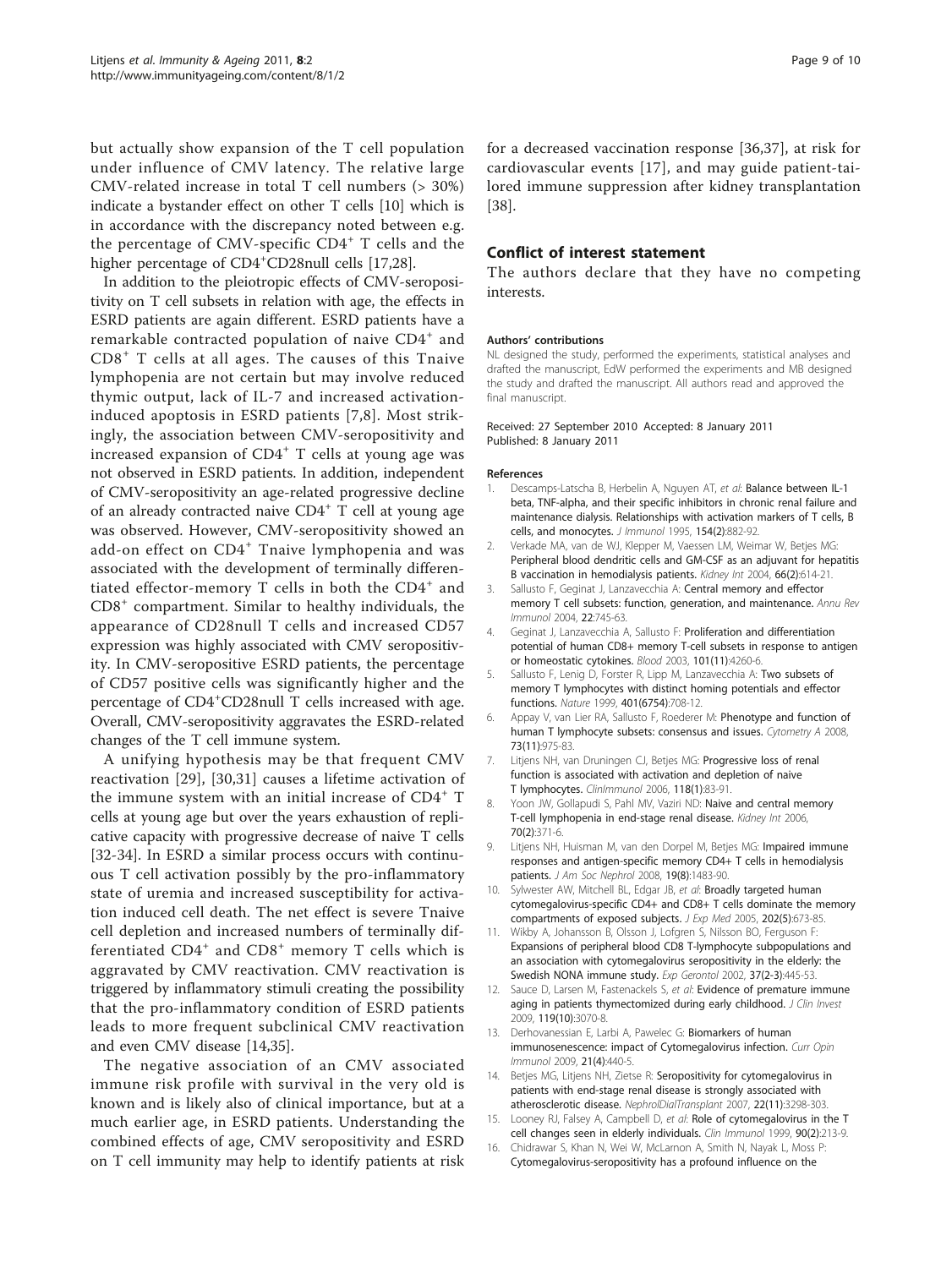but actually show expansion of the T cell population under influence of CMV latency. The relative large CMV-related increase in total T cell numbers (> 30%) indicate a bystander effect on other T cells [10] which is in accordance with the discrepancy noted between e.g. the percentage of CMV-specific $CD4^+$ T cells and the higher percentage of $CD4^+$CD28null cells [17,28].

In addition to the pleiotropic effects of CMV-seropositivity on T cell subsets in relation with age, the effects in ESRD patients are again different. ESRD patients have a remarkable contracted population of naive $CD4^+$ and $CD8^+$ T cells at all ages. The causes of this Tnaive lymphopenia are not certain but may involve reduced thymic output, lack of IL-7 and increased activation-induced apoptosis in ESRD patients [7,8]. Most strikingly, the association between CMV-seropositivity and increased expansion of $CD4^+$ T cells at young age was not observed in ESRD patients. In addition, independent of CMV-seropositivity an age-related progressive decline of an already contracted naive $CD4^+$ T cell at young age was observed. However, CMV-seropositivity showed an add-on effect on $CD4^+$ Tnaive lymphopenia and was associated with the development of terminally differentiated effector-memory T cells in both the $CD4^+$ and $CD8^+$ compartment. Similar to healthy individuals, the appearance of CD28null T cells and increased CD57 expression was highly associated with CMV seropositivity. In CMV-seropositive ESRD patients, the percentage of CD57 positive cells was significantly higher and the percentage of $CD4^+$CD28null T cells increased with age. Overall, CMV-seropositivity aggravates the ESRD-related changes of the T cell immune system.

A unifying hypothesis may be that frequent CMV reactivation [29], [30,31] causes a lifetime activation of the immune system with an initial increase of $CD4^+$ T cells at young age but over the years exhaustion of replicative capacity with progressive decrease of naive T cells [32-34]. In ESRD a similar process occurs with continuous T cell activation possibly by the pro-inflammatory state of uremia and increased susceptibility for activation induced cell death. The net effect is severe Tnaive cell depletion and increased numbers of terminally differentiated $CD4^+$ and $CD8^+$ memory T cells which is aggravated by CMV reactivation. CMV reactivation is triggered by inflammatory stimuli creating the possibility that the pro-inflammatory condition of ESRD patients leads to more frequent subclinical CMV reactivation and even CMV disease [14,35].

The negative association of an CMV associated immune risk profile with survival in the very old is known and is likely also of clinical importance, but at a much earlier age, in ESRD patients. Understanding the combined effects of age, CMV seropositivity and ESRD on T cell immunity may help to identify patients at risk for a decreased vaccination response [36,37], at risk for cardiovascular events [17], and may guide patient-tailored immune suppression after kidney transplantation [38].

## Conflict of interest statement

The authors declare that they have no competing interests.

#### Authors' contributions

NL designed the study, performed the experiments, statistical analyses and drafted the manuscript, EdW performed the experiments and MB designed the study and drafted the manuscript. All authors read and approved the final manuscript.

Received: 27 September 2010 Accepted: 8 January 2011
Published: 8 January 2011

#### References

1. Descamps-Latscha B, Herbelin A, Nguyen AT, *et al*: **Balance between IL-1 beta, TNF-alpha, and their specific inhibitors in chronic renal failure and maintenance dialysis. Relationships with activation markers of T cells, B cells, and monocytes.** *J Immunol* 1995, 154(2):882-92.
2. Verkade MA, van de WJ, Klepper M, Vaessen LM, Weimar W, Betjes MG: **Peripheral blood dendritic cells and GM-CSF as an adjuvant for hepatitis B vaccination in hemodialysis patients.** *Kidney Int* 2004, 66(2):614-21.
3. Sallusto F, Geginat J, Lanzavecchia A: **Central memory and effector memory T cell subsets: function, generation, and maintenance.** *Annu Rev Immunol* 2004, 22:745-63.
4. Geginat J, Lanzavecchia A, Sallusto F: **Proliferation and differentiation potential of human CD8+ memory T-cell subsets in response to antigen or homeostatic cytokines.** *Blood* 2003, 101(11):4260-6.
5. Sallusto F, Lenig D, Forster R, Lipp M, Lanzavecchia A: **Two subsets of memory T lymphocytes with distinct homing potentials and effector functions.** *Nature* 1999, 401(6754):708-12.
6. Appay V, van Lier RA, Sallusto F, Roederer M: **Phenotype and function of human T lymphocyte subsets: consensus and issues.** *Cytometry A* 2008, 73(11):975-83.
7. Litjens NH, van Druningen CJ, Betjes MG: **Progressive loss of renal function is associated with activation and depletion of naive T lymphocytes.** *ClinImmunol* 2006, 118(1):83-91.
8. Yoon JW, Gollapudi S, Pahl MV, Vaziri ND: **Naive and central memory T-cell lymphopenia in end-stage renal disease.** *Kidney Int* 2006, 70(2):371-6.
9. Litjens NH, Huisman M, van den Dorpel M, Betjes MG: **Impaired immune responses and antigen-specific memory CD4+ T cells in hemodialysis patients.** *J Am Soc Nephrol* 2008, 19(8):1483-90.
10. Sylwester AW, Mitchell BL, Edgar JB, *et al*: **Broadly targeted human cytomegalovirus-specific CD4+ and CD8+ T cells dominate the memory compartments of exposed subjects.** *J Exp Med* 2005, 202(5):673-85.
11. Wikby A, Johansson B, Olsson J, Lofgren S, Nilsson BO, Ferguson F: **Expansions of peripheral blood CD8 T-lymphocyte subpopulations and an association with cytomegalovirus seropositivity in the elderly: the Swedish NONA immune study.** *Exp Gerontol* 2002, 37(2-3):445-53.
12. Sauce D, Larsen M, Fastenackels S, *et al*: **Evidence of premature immune aging in patients thymectomized during early childhood.** *J Clin Invest* 2009, 119(10):3070-8.
13. Derhovanessian E, Larbi A, Pawelec G: **Biomarkers of human immunosenescence: impact of Cytomegalovirus infection.** *Curr Opin Immunol* 2009, 21(4):440-5.
14. Betjes MG, Litjens NH, Zietse R: **Seropositivity for cytomegalovirus in patients with end-stage renal disease is strongly associated with atherosclerotic disease.** *NephrolDialTransplant* 2007, 22(11):3298-303.
15. Looney RJ, Falsey A, Campbell D, *et al*: **Role of cytomegalovirus in the T cell changes seen in elderly individuals.** *Clin Immunol* 1999, 90(2):213-9.
16. Chidrawar S, Khan N, Wei W, McLarnon A, Smith N, Nayak L, Moss P: **Cytomegalovirus-seropositivity has a profound influence on the**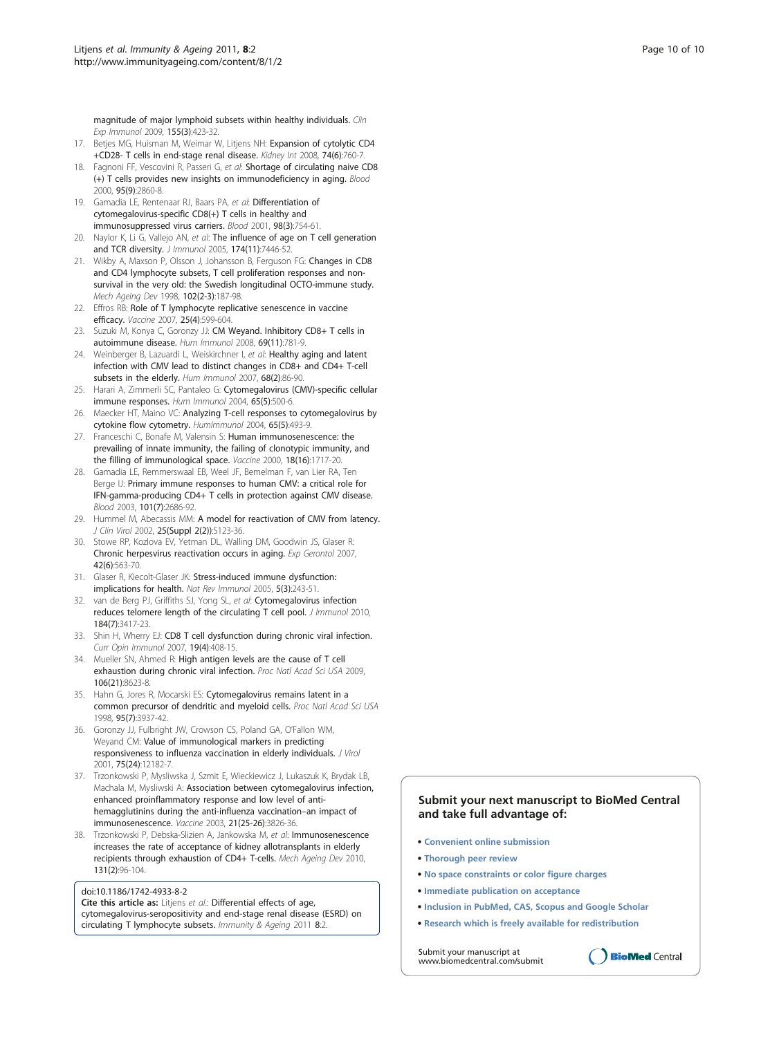magnitude of major lymphoid subsets within healthy individuals. *Clin Exp Immunol* 2009, **155(3)**:423-32.

17. Betjes MG, Huisman M, Weimar W, Litjens NH: **Expansion of cytolytic CD4 +CD28- T cells in end-stage renal disease.** *Kidney Int* 2008, **74(6)**:760-7.
18. Fagnoni FF, Vescovini R, Passeri G, *et al*: **Shortage of circulating naive CD8 (+) T cells provides new insights on immunodeficiency in aging.** *Blood* 2000, **95(9)**:2860-8.
19. Gamadia LE, Rentenaar RJ, Baars PA, *et al*: **Differentiation of cytomegalovirus-specific CD8(+) T cells in healthy and immunosuppressed virus carriers.** *Blood* 2001, **98(3)**:754-61.
20. Naylor K, Li G, Vallejo AN, *et al*: **The influence of age on T cell generation and TCR diversity.** *J Immunol* 2005, **174(11)**:7446-52.
21. Wikby A, Maxson P, Olsson J, Johansson B, Ferguson FG: **Changes in CD8 and CD4 lymphocyte subsets, T cell proliferation responses and non-survival in the very old: the Swedish longitudinal OCTO-immune study.** *Mech Ageing Dev* 1998, **102(2-3)**:187-98.
22. Effros RB: **Role of T lymphocyte replicative senescence in vaccine efficacy.** *Vaccine* 2007, **25(4)**:599-604.
23. Suzuki M, Konya C, Goronzy JJ: **CM Weyand. Inhibitory CD8+ T cells in autoimmune disease.** *Hum Immunol* 2008, **69(11)**:781-9.
24. Weinberger B, Lazuardi L, Weiskirchner I, *et al*: **Healthy aging and latent infection with CMV lead to distinct changes in CD8+ and CD4+ T-cell subsets in the elderly.** *Hum Immunol* 2007, **68(2)**:86-90.
25. Harari A, Zimmerli SC, Pantaleo G: **Cytomegalovirus (CMV)-specific cellular immune responses.** *Hum Immunol* 2004, **65(5)**:500-6.
26. Maecker HT, Maino VC: **Analyzing T-cell responses to cytomegalovirus by cytokine flow cytometry.** *HumImmunol* 2004, **65(5)**:493-9.
27. Franceschi C, Bonafe M, Valensin S: **Human immunosenescence: the prevailing of innate immunity, the failing of clonotypic immunity, and the filling of immunological space.** *Vaccine* 2000, **18(16)**:1717-20.
28. Gamadia LE, Remmerswaal EB, Weel JF, Bemelman F, van Lier RA, Ten Berge IJ: **Primary immune responses to human CMV: a critical role for IFN-gamma-producing CD4+ T cells in protection against CMV disease.** *Blood* 2003, **101(7)**:2686-92.
29. Hummel M, Abecassis MM: **A model for reactivation of CMV from latency.** *J Clin Virol* 2002, **25(Suppl 2(2))**:S123-36.
30. Stowe RP, Kozlova EV, Yetman DL, Walling DM, Goodwin JS, Glaser R: **Chronic herpesvirus reactivation occurs in aging.** *Exp Gerontol* 2007, **42(6)**:563-70.
31. Glaser R, Kiecolt-Glaser JK: **Stress-induced immune dysfunction: implications for health.** *Nat Rev Immunol* 2005, **5(3)**:243-51.
32. van de Berg PJ, Griffiths SJ, Yong SL, *et al*: **Cytomegalovirus infection reduces telomere length of the circulating T cell pool.** *J Immunol* 2010, **184(7)**:3417-23.
33. Shin H, Wherry EJ: **CD8 T cell dysfunction during chronic viral infection.** *Curr Opin Immunol* 2007, **19(4)**:408-15.
34. Mueller SN, Ahmed R: **High antigen levels are the cause of T cell exhaustion during chronic viral infection.** *Proc Natl Acad Sci USA* 2009, **106(21)**:8623-8.
35. Hahn G, Jores R, Mocarski ES: **Cytomegalovirus remains latent in a common precursor of dendritic and myeloid cells.** *Proc Natl Acad Sci USA* 1998, **95(7)**:3937-42.
36. Goronzy JJ, Fulbright JW, Crowson CS, Poland GA, O'Fallon WM, Weyand CM: **Value of immunological markers in predicting responsiveness to influenza vaccination in elderly individuals.** *J Virol* 2001, **75(24)**:12182-7.
37. Trzonkowski P, Mysliwska J, Szmit E, Wieckiewicz J, Lukaszuk K, Brydak LB, Machala M, Mysliwski A: **Association between cytomegalovirus infection, enhanced proinflammatory response and low level of anti-hemagglutinins during the anti-influenza vaccination–an impact of immunosenescence.** *Vaccine* 2003, **21(25-26)**:3826-36.
38. Trzonkowski P, Debska-Slizien A, Jankowska M, *et al*: **Immunosenescence increases the rate of acceptance of kidney allotransplants in elderly recipients through exhaustion of CD4+ T-cells.** *Mech Ageing Dev* 2010, **131(2)**:96-104.

doi:10.1186/1742-4933-8-2

**Cite this article as:** Litjens *et al.*: Differential effects of age, cytomegalovirus-seropositivity and end-stage renal disease (ESRD) on circulating T lymphocyte subsets. *Immunity & Ageing* 2011 **8**:2.

**Submit your next manuscript to BioMed Central and take full advantage of:**

- **Convenient online submission**
- **Thorough peer review**
- **No space constraints or color figure charges**
- **Immediate publication on acceptance**
- **Inclusion in PubMed, CAS, Scopus and Google Scholar**
- **Research which is freely available for redistribution**

Submit your manuscript at www.biomedcentral.com/submit

BioMed Central